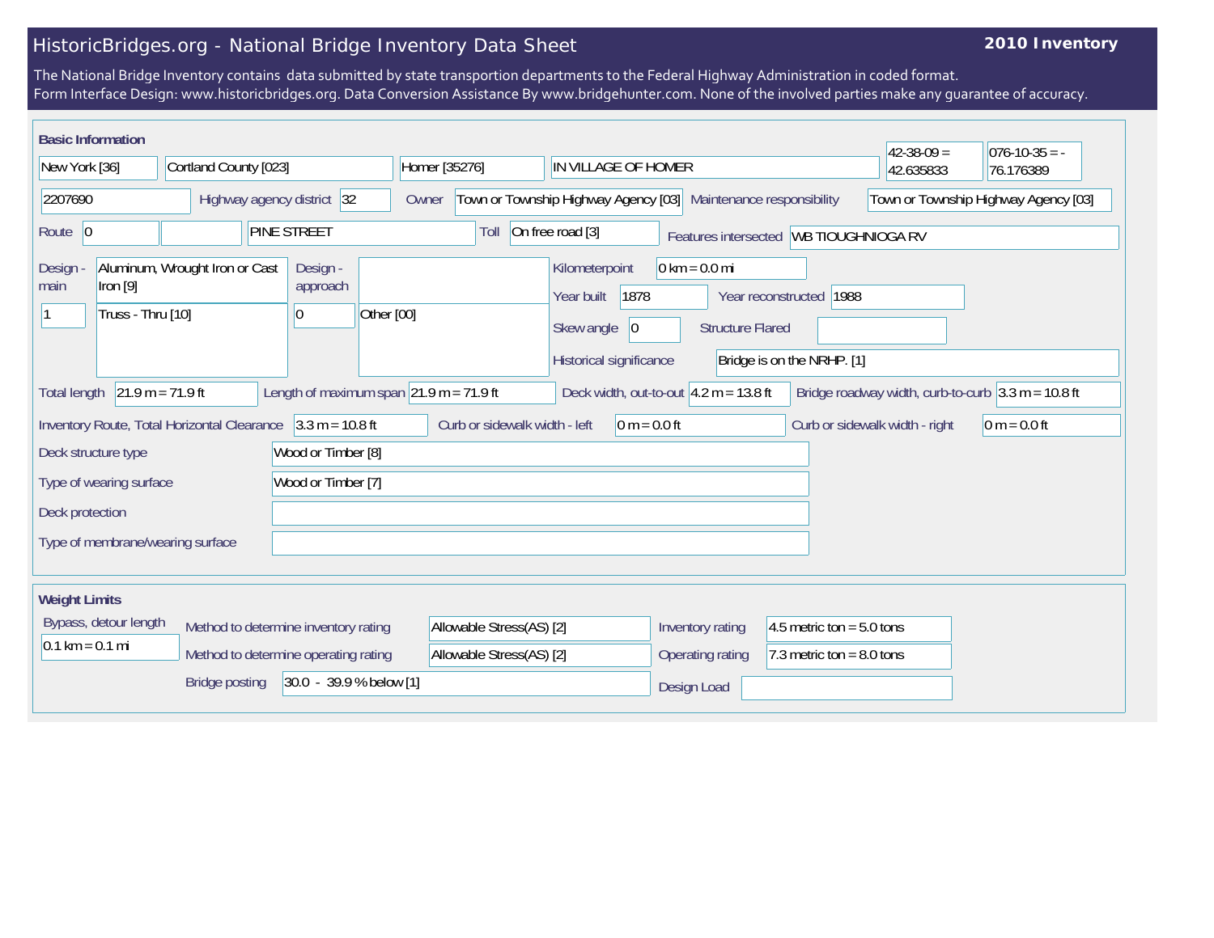# HistoricBridges.org - National Bridge Inventory Data Sheet

**2010 Inventory**

The National Bridge Inventory contains data submitted by state transportion departments to the Federal Highway Administration in coded format.
Form Interface Design: www.historicbridges.org. Data Conversion Assistance By www.bridgehunter.com. None of the involved parties make any guarantee of accuracy.

## Basic Information

| | |
|---|---|
| State | New York [36] |
| County | Cortland County [023] |
| Place | Homer [35276] |
| Location | IN VILLAGE OF HOMER |
| Latitude | 42-38-09 = 42.635833 |
| Longitude | 076-10-35 = -76.176389 |
| Structure number | 2207690 |
| Highway agency district | 32 |
| Owner | Town or Township Highway Agency [03] |
| Maintenance responsibility | Town or Township Highway Agency [03] |
| Route | 0 |
| Facility carried | PINE STREET |
| Toll | On free road [3] |
| Features intersected | WB TIOUGHNIOGA RV |
| Design - main | 1 — Aluminum, Wrought Iron or Cast Iron [9] — Truss - Thru [10] |
| Design - approach | 0 — Other [00] |
| Kilometerpoint | 0 km = 0.0 mi |
| Year built | 1878 |
| Year reconstructed | 1988 |
| Skew angle | 0 |
| Structure Flared | |
| Historical significance | Bridge is on the NRHP. [1] |
| Total length | 21.9 m = 71.9 ft |
| Length of maximum span | 21.9 m = 71.9 ft |
| Deck width, out-to-out | 4.2 m = 13.8 ft |
| Bridge roadway width, curb-to-curb | 3.3 m = 10.8 ft |
| Inventory Route, Total Horizontal Clearance | 3.3 m = 10.8 ft |
| Curb or sidewalk width - left | 0 m = 0.0 ft |
| Curb or sidewalk width - right | 0 m = 0.0 ft |
| Deck structure type | Wood or Timber [8] |
| Type of wearing surface | Wood or Timber [7] |
| Deck protection | |
| Type of membrane/wearing surface | |

## Weight Limits

| | |
|---|---|
| Bypass, detour length | 0.1 km = 0.1 mi |
| Method to determine inventory rating | Allowable Stress(AS) [2] |
| Method to determine operating rating | Allowable Stress(AS) [2] |
| Inventory rating | 4.5 metric ton = 5.0 tons |
| Operating rating | 7.3 metric ton = 8.0 tons |
| Bridge posting | 30.0 - 39.9 % below [1] |
| Design Load | |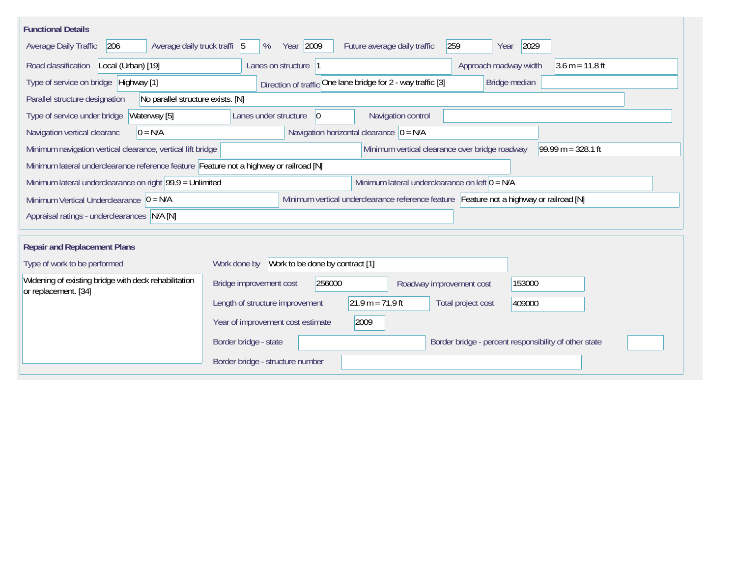## Functional Details

| Field | Value |
|---|---|
| Average Daily Traffic | 206 |
| Average daily truck traffi | 5 % |
| Year | 2009 |
| Future average daily traffic | 259 |
| Year | 2029 |
| Road classification | Local (Urban) [19] |
| Lanes on structure | 1 |
| Approach roadway width | 3.6 m = 11.8 ft |
| Type of service on bridge | Highway [1] |
| Direction of traffic | One lane bridge for 2 - way traffic [3] |
| Bridge median | |
| Parallel structure designation | No parallel structure exists. [N] |
| Type of service under bridge | Waterway [5] |
| Lanes under structure | 0 |
| Navigation control | |
| Navigation vertical clearanc | 0 = N/A |
| Navigation horizontal clearance | 0 = N/A |
| Minimum navigation vertical clearance, vertical lift bridge | |
| Minimum vertical clearance over bridge roadway | 99.99 m = 328.1 ft |
| Minimum lateral underclearance reference feature | Feature not a highway or railroad [N] |
| Minimum lateral underclearance on right | 99.9 = Unlimited |
| Minimum lateral underclearance on left | 0 = N/A |
| Minimum Vertical Underclearance | 0 = N/A |
| Minimum vertical underclearance reference feature | Feature not a highway or railroad [N] |
| Appraisal ratings - underclearances | N/A [N] |

## Repair and Replacement Plans

| Field | Value |
|---|---|
| Type of work to be performed | Widening of existing bridge with deck rehabilitation or replacement. [34] |
| Work done by | Work to be done by contract [1] |
| Bridge improvement cost | 256000 |
| Roadway improvement cost | 153000 |
| Length of structure improvement | 21.9 m = 71.9 ft |
| Total project cost | 409000 |
| Year of improvement cost estimate | 2009 |
| Border bridge - state | |
| Border bridge - percent responsibility of other state | |
| Border bridge - structure number | |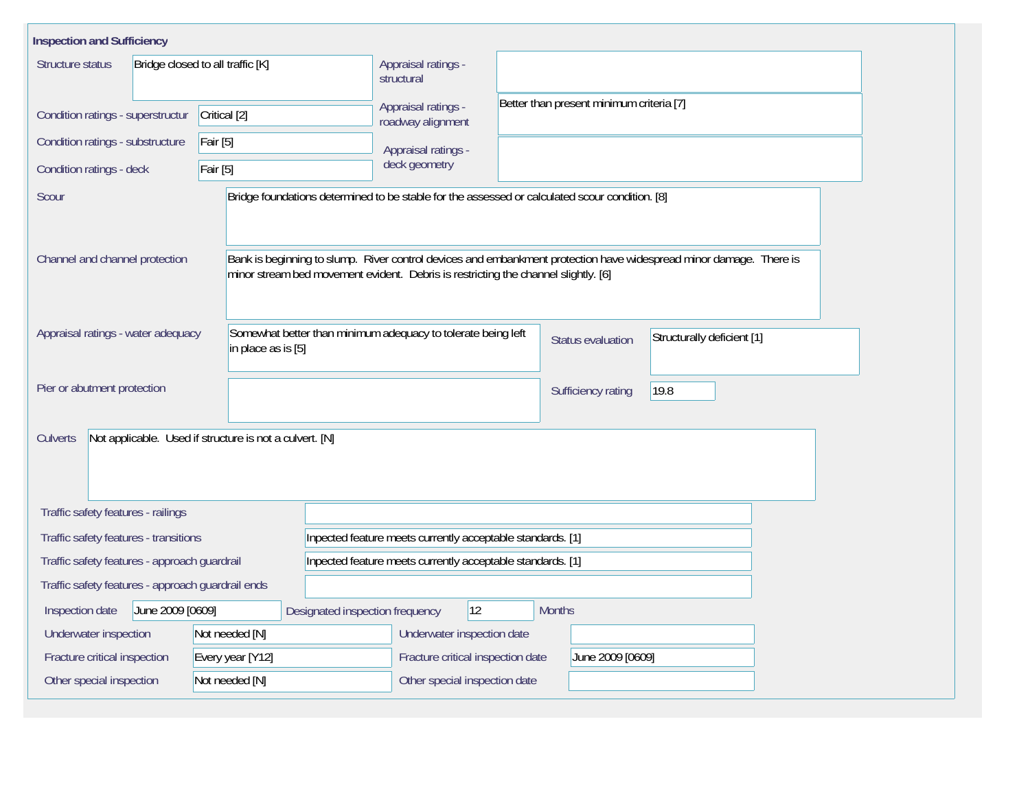## Inspection and Sufficiency

| Field | Value |
|---|---|
| Structure status | Bridge closed to all traffic [K] |
| Condition ratings - superstructur | Critical [2] |
| Condition ratings - substructure | Fair [5] |
| Condition ratings - deck | Fair [5] |
| Appraisal ratings - structural | |
| Appraisal ratings - roadway alignment | Better than present minimum criteria [7] |
| Appraisal ratings - deck geometry | |
| Scour | Bridge foundations determined to be stable for the assessed or calculated scour condition. [8] |
| Channel and channel protection | Bank is beginning to slump. River control devices and embankment protection have widespread minor damage. There is minor stream bed movement evident. Debris is restricting the channel slightly. [6] |
| Appraisal ratings - water adequacy | Somewhat better than minimum adequacy to tolerate being left in place as is [5] |
| Status evaluation | Structurally deficient [1] |
| Pier or abutment protection | |
| Sufficiency rating | 19.8 |
| Culverts | Not applicable. Used if structure is not a culvert. [N] |
| Traffic safety features - railings | |
| Traffic safety features - transitions | Inpected feature meets currently acceptable standards. [1] |
| Traffic safety features - approach guardrail | Inpected feature meets currently acceptable standards. [1] |
| Traffic safety features - approach guardrail ends | |

| Field | Value | Field | Value |
|---|---|---|---|
| Inspection date | June 2009 [0609] | Designated inspection frequency | 12 Months |
| Underwater inspection | Not needed [N] | Underwater inspection date | |
| Fracture critical inspection | Every year [Y12] | Fracture critical inspection date | June 2009 [0609] |
| Other special inspection | Not needed [N] | Other special inspection date | |